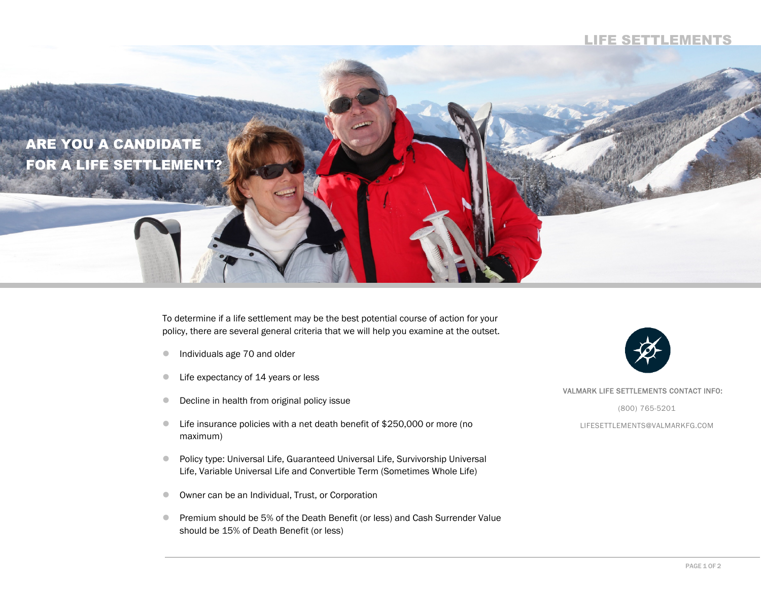# LIFE SETTLEMENTS

## ARE YOU A CANDIDATE FOR A LIFE SETTLEMENT?

To determine if a life settlement may be the best potential course of action for your policy, there are several general criteria that we will help you examine at the outset.

- Individuals age 70 and older
- Life expectancy of 14 years or less
- Decline in health from original policy issue
- Life insurance policies with a net death benefit of $250,000 or more (no maximum)
- Policy type: Universal Life, Guaranteed Universal Life, Survivorship Universal Life, Variable Universal Life and Convertible Term (Sometimes Whole Life)
- Owner can be an Individual, Trust, or Corporation
- Premium should be 5% of the Death Benefit (or less) and Cash Surrender Value should be 15% of Death Benefit (or less)

VALMARK LIFE SETTLEMENTS CONTACT INFO:

(800) 765-5201

LIFESETTLEMENTS@VALMARKFG.COM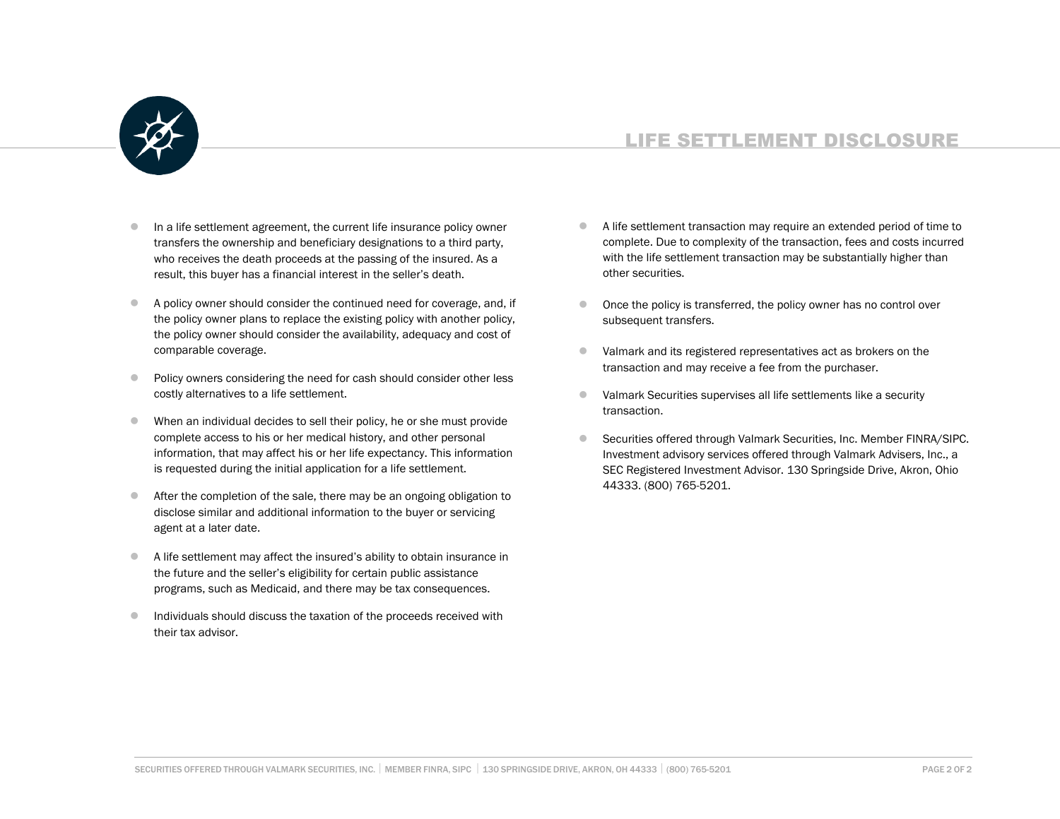## LIFE SETTLEMENT DISCLOSURE

- In a life settlement agreement, the current life insurance policy owner transfers the ownership and beneficiary designations to a third party, who receives the death proceeds at the passing of the insured. As a result, this buyer has a financial interest in the seller's death.
- A policy owner should consider the continued need for coverage, and, if the policy owner plans to replace the existing policy with another policy, the policy owner should consider the availability, adequacy and cost of comparable coverage.
- Policy owners considering the need for cash should consider other less costly alternatives to a life settlement.
- When an individual decides to sell their policy, he or she must provide complete access to his or her medical history, and other personal information, that may affect his or her life expectancy. This information is requested during the initial application for a life settlement.
- After the completion of the sale, there may be an ongoing obligation to disclose similar and additional information to the buyer or servicing agent at a later date.
- A life settlement may affect the insured's ability to obtain insurance in the future and the seller's eligibility for certain public assistance programs, such as Medicaid, and there may be tax consequences.
- Individuals should discuss the taxation of the proceeds received with their tax advisor.
- A life settlement transaction may require an extended period of time to complete. Due to complexity of the transaction, fees and costs incurred with the life settlement transaction may be substantially higher than other securities.
- Once the policy is transferred, the policy owner has no control over subsequent transfers.
- Valmark and its registered representatives act as brokers on the transaction and may receive a fee from the purchaser.
- Valmark Securities supervises all life settlements like a security transaction.
- Securities offered through Valmark Securities, Inc. Member FINRA/SIPC. Investment advisory services offered through Valmark Advisers, Inc., a SEC Registered Investment Advisor. 130 Springside Drive, Akron, Ohio 44333. (800) 765-5201.